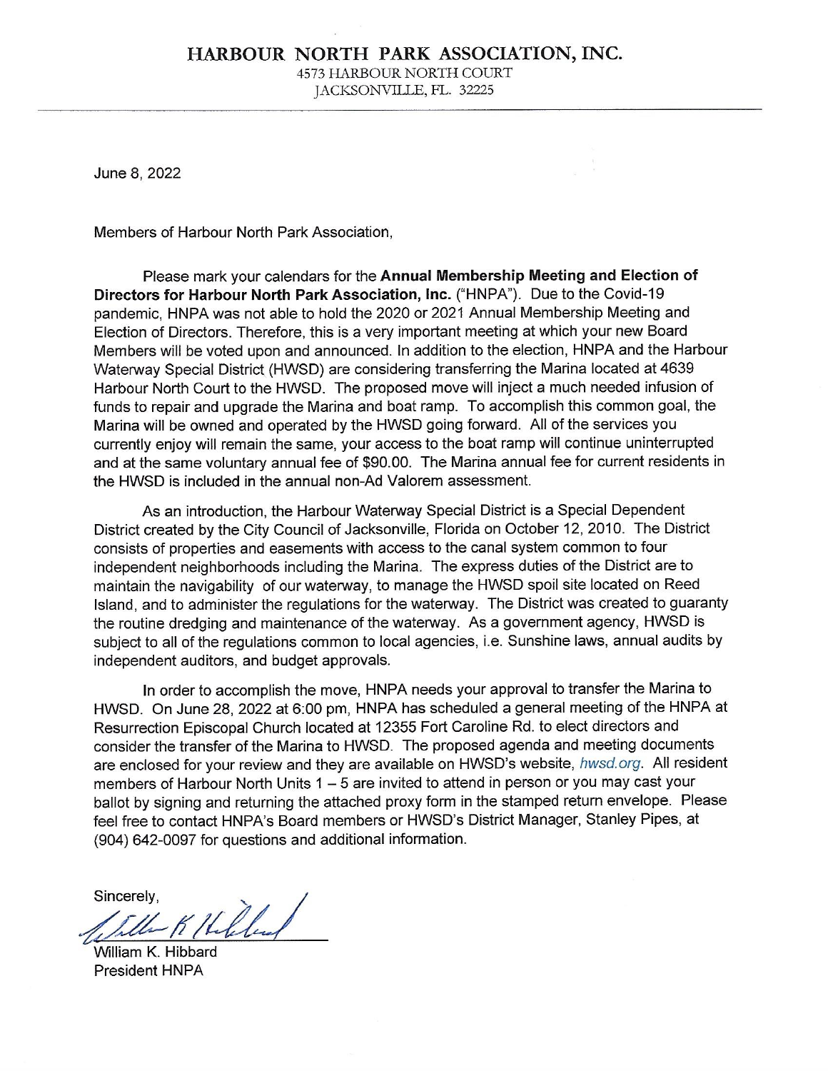# HARBOUR NORTH PARK ASSOCIATION, INC.

4573 HARBOUR NORTH COURT
JACKSONVILLE, FL. 32225

June 8, 2022

Members of Harbour North Park Association,

Please mark your calendars for the **Annual Membership Meeting and Election of Directors for Harbour North Park Association, Inc.** ("HNPA"). Due to the Covid-19 pandemic, HNPA was not able to hold the 2020 or 2021 Annual Membership Meeting and Election of Directors. Therefore, this is a very important meeting at which your new Board Members will be voted upon and announced. In addition to the election, HNPA and the Harbour Waterway Special District (HWSD) are considering transferring the Marina located at 4639 Harbour North Court to the HWSD. The proposed move will inject a much needed infusion of funds to repair and upgrade the Marina and boat ramp. To accomplish this common goal, the Marina will be owned and operated by the HWSD going forward. All of the services you currently enjoy will remain the same, your access to the boat ramp will continue uninterrupted and at the same voluntary annual fee of $90.00. The Marina annual fee for current residents in the HWSD is included in the annual non-Ad Valorem assessment.

As an introduction, the Harbour Waterway Special District is a Special Dependent District created by the City Council of Jacksonville, Florida on October 12, 2010. The District consists of properties and easements with access to the canal system common to four independent neighborhoods including the Marina. The express duties of the District are to maintain the navigability of our waterway, to manage the HWSD spoil site located on Reed Island, and to administer the regulations for the waterway. The District was created to guaranty the routine dredging and maintenance of the waterway. As a government agency, HWSD is subject to all of the regulations common to local agencies, i.e. Sunshine laws, annual audits by independent auditors, and budget approvals.

In order to accomplish the move, HNPA needs your approval to transfer the Marina to HWSD. On June 28, 2022 at 6:00 pm, HNPA has scheduled a general meeting of the HNPA at Resurrection Episcopal Church located at 12355 Fort Caroline Rd. to elect directors and consider the transfer of the Marina to HWSD. The proposed agenda and meeting documents are enclosed for your review and they are available on HWSD's website, *hwsd.org*. All resident members of Harbour North Units 1 – 5 are invited to attend in person or you may cast your ballot by signing and returning the attached proxy form in the stamped return envelope. Please feel free to contact HNPA's Board members or HWSD's District Manager, Stanley Pipes, at (904) 642-0097 for questions and additional information.

Sincerely,

William K. Hibbard
President HNPA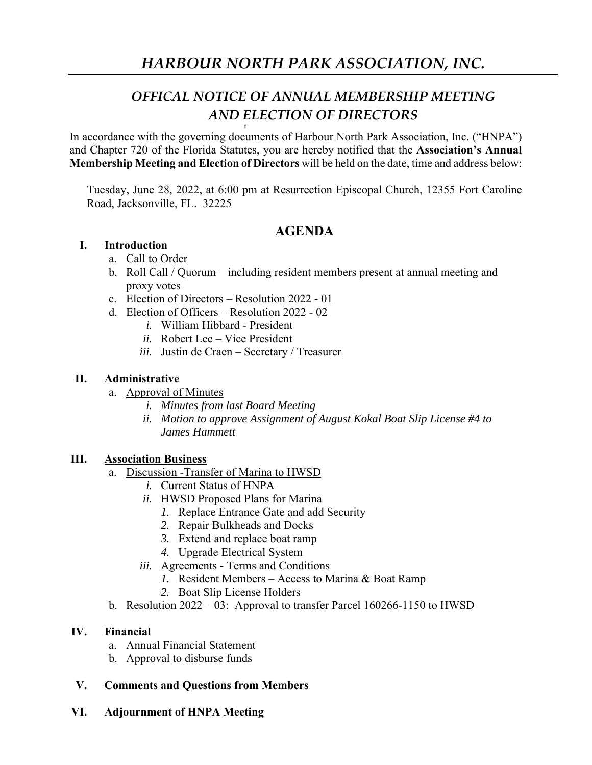# *HARBOUR NORTH PARK ASSOCIATION, INC.*

## *OFFICAL NOTICE OF ANNUAL MEMBERSHIP MEETING AND ELECTION OF DIRECTORS*

In accordance with the governing documents of Harbour North Park Association, Inc. ("HNPA") and Chapter 720 of the Florida Statutes, you are hereby notified that the **Association's Annual Membership Meeting and Election of Directors** will be held on the date, time and address below:

Tuesday, June 28, 2022, at 6:00 pm at Resurrection Episcopal Church, 12355 Fort Caroline Road, Jacksonville, FL. 32225

## AGENDA

**I. Introduction**

a. Call to Order
b. Roll Call / Quorum – including resident members present at annual meeting and proxy votes
c. Election of Directors – Resolution 2022 - 01
d. Election of Officers – Resolution 2022 - 02
   - *i.* William Hibbard - President
   - *ii.* Robert Lee – Vice President
   - *iii.* Justin de Craen – Secretary / Treasurer

**II. Administrative**

a. <u>Approval of Minutes</u>
   - *i. Minutes from last Board Meeting*
   - *ii. Motion to approve Assignment of August Kokal Boat Slip License #4 to James Hammett*

**III. <u>Association Business</u>**

a. <u>Discussion -Transfer of Marina to HWSD</u>
   - *i.* Current Status of HNPA
   - *ii.* HWSD Proposed Plans for Marina
     1. Replace Entrance Gate and add Security
     2. Repair Bulkheads and Docks
     3. Extend and replace boat ramp
     4. Upgrade Electrical System
   - *iii.* Agreements - Terms and Conditions
     1. Resident Members – Access to Marina & Boat Ramp
     2. Boat Slip License Holders

b. Resolution 2022 – 03: Approval to transfer Parcel 160266-1150 to HWSD

**IV. Financial**

a. Annual Financial Statement
b. Approval to disburse funds

**V. Comments and Questions from Members**

**VI. Adjournment of HNPA Meeting**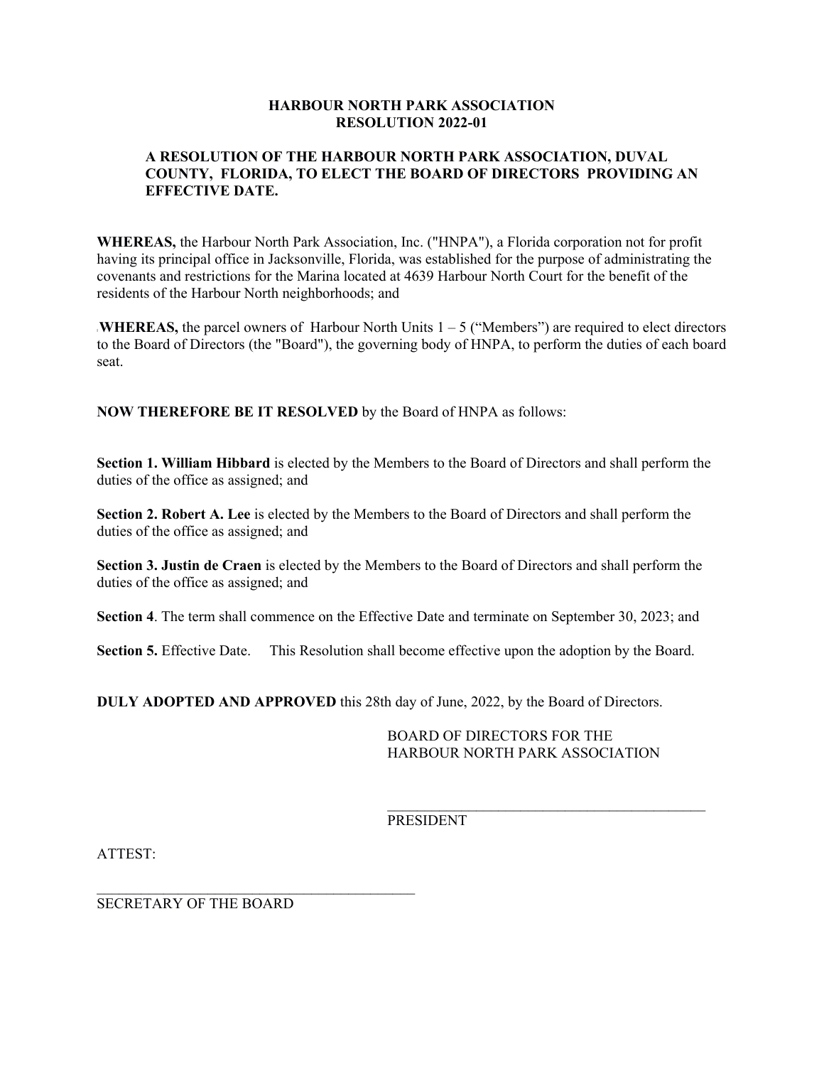# HARBOUR NORTH PARK ASSOCIATION
## RESOLUTION 2022-01

**A RESOLUTION OF THE HARBOUR NORTH PARK ASSOCIATION, DUVAL COUNTY, FLORIDA, TO ELECT THE BOARD OF DIRECTORS PROVIDING AN EFFECTIVE DATE.**

**WHEREAS,** the Harbour North Park Association, Inc. ("HNPA"), a Florida corporation not for profit having its principal office in Jacksonville, Florida, was established for the purpose of administrating the covenants and restrictions for the Marina located at 4639 Harbour North Court for the benefit of the residents of the Harbour North neighborhoods; and

**WHEREAS,** the parcel owners of Harbour North Units 1 – 5 ("Members") are required to elect directors to the Board of Directors (the "Board"), the governing body of HNPA, to perform the duties of each board seat.

**NOW THEREFORE BE IT RESOLVED** by the Board of HNPA as follows:

**Section 1. William Hibbard** is elected by the Members to the Board of Directors and shall perform the duties of the office as assigned; and

**Section 2. Robert A. Lee** is elected by the Members to the Board of Directors and shall perform the duties of the office as assigned; and

**Section 3. Justin de Craen** is elected by the Members to the Board of Directors and shall perform the duties of the office as assigned; and

**Section 4**. The term shall commence on the Effective Date and terminate on September 30, 2023; and

**Section 5.** Effective Date. This Resolution shall become effective upon the adoption by the Board.

**DULY ADOPTED AND APPROVED** this 28th day of June, 2022, by the Board of Directors.

BOARD OF DIRECTORS FOR THE
HARBOUR NORTH PARK ASSOCIATION

_____________________________________________
PRESIDENT

ATTEST:

_____________________________________________
SECRETARY OF THE BOARD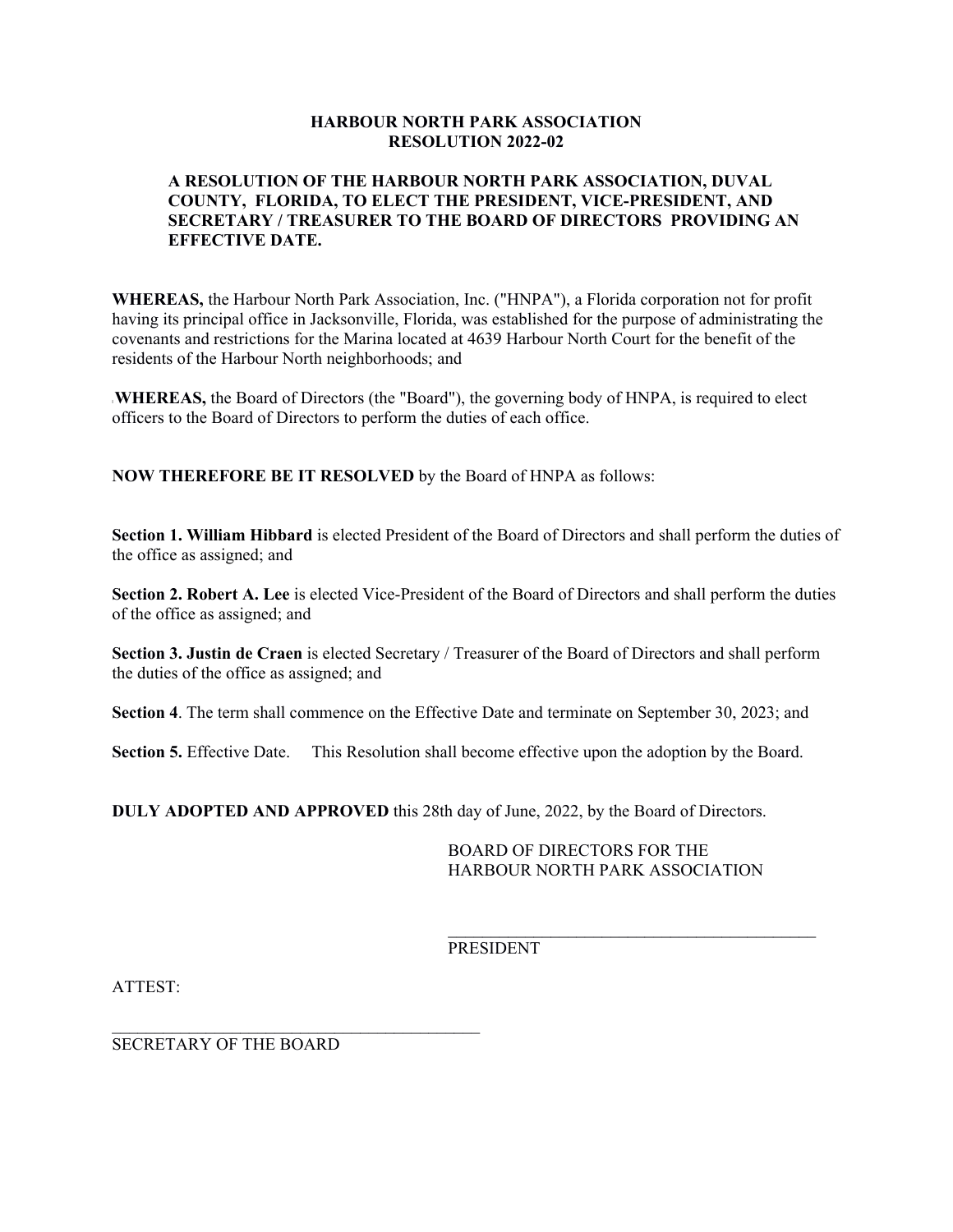**HARBOUR NORTH PARK ASSOCIATION**
**RESOLUTION 2022-02**

**A RESOLUTION OF THE HARBOUR NORTH PARK ASSOCIATION, DUVAL COUNTY, FLORIDA, TO ELECT THE PRESIDENT, VICE-PRESIDENT, AND SECRETARY / TREASURER TO THE BOARD OF DIRECTORS PROVIDING AN EFFECTIVE DATE.**

**WHEREAS,** the Harbour North Park Association, Inc. ("HNPA"), a Florida corporation not for profit having its principal office in Jacksonville, Florida, was established for the purpose of administrating the covenants and restrictions for the Marina located at 4639 Harbour North Court for the benefit of the residents of the Harbour North neighborhoods; and

**WHEREAS,** the Board of Directors (the "Board"), the governing body of HNPA, is required to elect officers to the Board of Directors to perform the duties of each office.

**NOW THEREFORE BE IT RESOLVED** by the Board of HNPA as follows:

**Section 1. William Hibbard** is elected President of the Board of Directors and shall perform the duties of the office as assigned; and

**Section 2. Robert A. Lee** is elected Vice-President of the Board of Directors and shall perform the duties of the office as assigned; and

**Section 3. Justin de Craen** is elected Secretary / Treasurer of the Board of Directors and shall perform the duties of the office as assigned; and

**Section 4**. The term shall commence on the Effective Date and terminate on September 30, 2023; and

**Section 5.** Effective Date. This Resolution shall become effective upon the adoption by the Board.

**DULY ADOPTED AND APPROVED** this 28th day of June, 2022, by the Board of Directors.

BOARD OF DIRECTORS FOR THE
HARBOUR NORTH PARK ASSOCIATION

\_\_\_\_\_\_\_\_\_\_\_\_\_\_\_\_\_\_\_\_\_\_\_\_\_\_\_\_\_\_\_\_\_\_\_\_\_\_\_\_\_\_\_\_
PRESIDENT

ATTEST:

\_\_\_\_\_\_\_\_\_\_\_\_\_\_\_\_\_\_\_\_\_\_\_\_\_\_\_\_\_\_\_\_\_\_\_\_\_\_\_\_\_\_\_\_
SECRETARY OF THE BOARD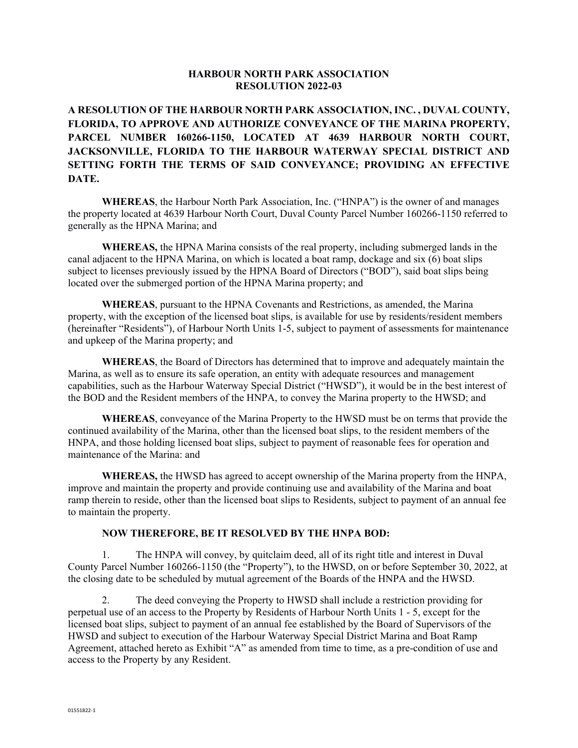**HARBOUR NORTH PARK ASSOCIATION**
**RESOLUTION 2022-03**

**A RESOLUTION OF THE HARBOUR NORTH PARK ASSOCIATION, INC. , DUVAL COUNTY, FLORIDA, TO APPROVE AND AUTHORIZE CONVEYANCE OF THE MARINA PROPERTY, PARCEL NUMBER 160266-1150, LOCATED AT 4639 HARBOUR NORTH COURT, JACKSONVILLE, FLORIDA TO THE HARBOUR WATERWAY SPECIAL DISTRICT AND SETTING FORTH THE TERMS OF SAID CONVEYANCE; PROVIDING AN EFFECTIVE DATE.**

**WHEREAS**, the Harbour North Park Association, Inc. ("HNPA") is the owner of and manages the property located at 4639 Harbour North Court, Duval County Parcel Number 160266-1150 referred to generally as the HPNA Marina; and

**WHEREAS,** the HPNA Marina consists of the real property, including submerged lands in the canal adjacent to the HPNA Marina, on which is located a boat ramp, dockage and six (6) boat slips subject to licenses previously issued by the HPNA Board of Directors ("BOD"), said boat slips being located over the submerged portion of the HPNA Marina property; and

**WHEREAS**, pursuant to the HPNA Covenants and Restrictions, as amended, the Marina property, with the exception of the licensed boat slips, is available for use by residents/resident members (hereinafter "Residents"), of Harbour North Units 1-5, subject to payment of assessments for maintenance and upkeep of the Marina property; and

**WHEREAS**, the Board of Directors has determined that to improve and adequately maintain the Marina, as well as to ensure its safe operation, an entity with adequate resources and management capabilities, such as the Harbour Waterway Special District ("HWSD"), it would be in the best interest of the BOD and the Resident members of the HNPA, to convey the Marina property to the HWSD; and

**WHEREAS**, conveyance of the Marina Property to the HWSD must be on terms that provide the continued availability of the Marina, other than the licensed boat slips, to the resident members of the HNPA, and those holding licensed boat slips, subject to payment of reasonable fees for operation and maintenance of the Marina: and

**WHEREAS,** the HWSD has agreed to accept ownership of the Marina property from the HNPA, improve and maintain the property and provide continuing use and availability of the Marina and boat ramp therein to reside, other than the licensed boat slips to Residents, subject to payment of an annual fee to maintain the property.

**NOW THEREFORE, BE IT RESOLVED BY THE HNPA BOD:**

1. The HNPA will convey, by quitclaim deed, all of its right title and interest in Duval County Parcel Number 160266-1150 (the "Property"), to the HWSD, on or before September 30, 2022, at the closing date to be scheduled by mutual agreement of the Boards of the HNPA and the HWSD.

2. The deed conveying the Property to HWSD shall include a restriction providing for perpetual use of an access to the Property by Residents of Harbour North Units 1 - 5, except for the licensed boat slips, subject to payment of an annual fee established by the Board of Supervisors of the HWSD and subject to execution of the Harbour Waterway Special District Marina and Boat Ramp Agreement, attached hereto as Exhibit "A" as amended from time to time, as a pre-condition of use and access to the Property by any Resident.

01551822-1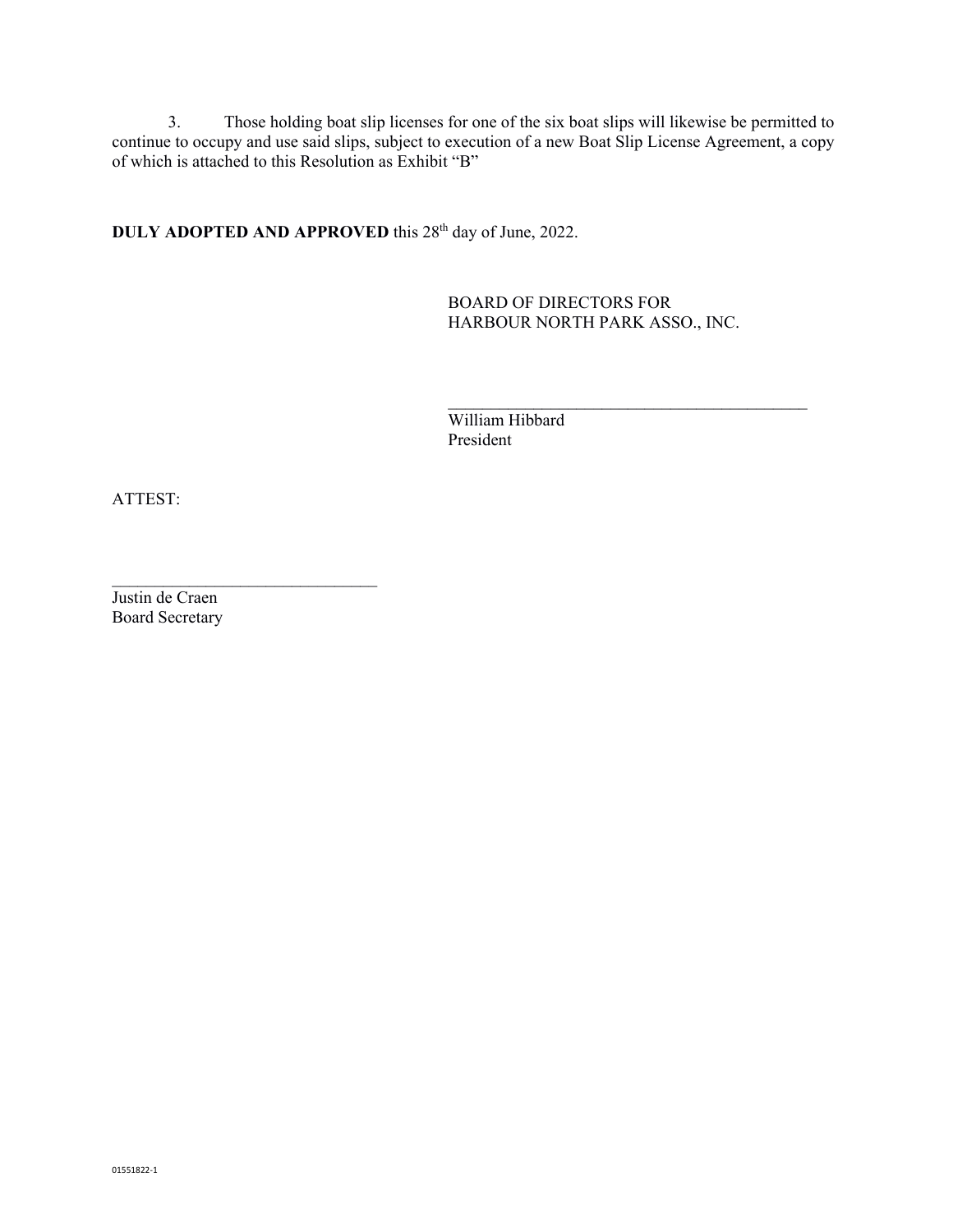3. Those holding boat slip licenses for one of the six boat slips will likewise be permitted to continue to occupy and use said slips, subject to execution of a new Boat Slip License Agreement, a copy of which is attached to this Resolution as Exhibit "B"

**DULY ADOPTED AND APPROVED** this 28th day of June, 2022.

BOARD OF DIRECTORS FOR
HARBOUR NORTH PARK ASSO., INC.

_____________________________________________
William Hibbard
President

ATTEST:

________________________________
Justin de Craen
Board Secretary

01551822-1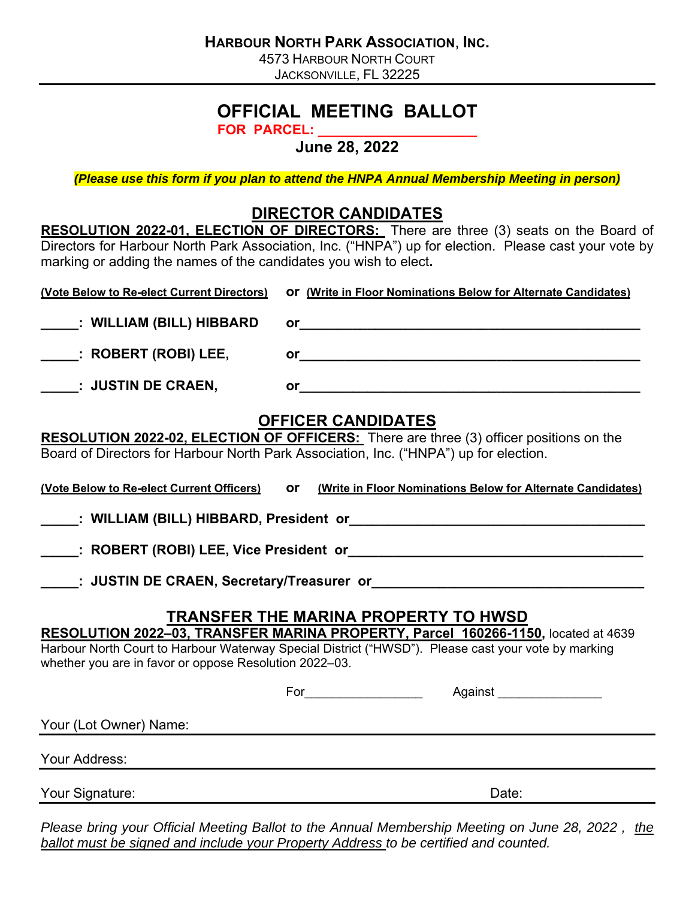**HARBOUR NORTH PARK ASSOCIATION, INC.**
4573 HARBOUR NORTH COURT
JACKSONVILLE, FL 32225

# OFFICIAL MEETING BALLOT

**FOR PARCEL: ___________________**

**June 28, 2022**

***(Please use this form if you plan to attend the HNPA Annual Membership Meeting in person)***

## DIRECTOR CANDIDATES

**RESOLUTION 2022-01, ELECTION OF DIRECTORS:** There are three (3) seats on the Board of Directors for Harbour North Park Association, Inc. ("HNPA") up for election. Please cast your vote by marking or adding the names of the candidates you wish to elect.

**(Vote Below to Re-elect Current Directors)** **or** **(Write in Floor Nominations Below for Alternate Candidates)**

**_____: WILLIAM (BILL) HIBBARD** **or**_______________________________________________

**_____: ROBERT (ROBI) LEE,** **or**_______________________________________________

**_____: JUSTIN DE CRAEN,** **or**_______________________________________________

## OFFICER CANDIDATES

**RESOLUTION 2022-02, ELECTION OF OFFICERS:** There are three (3) officer positions on the Board of Directors for Harbour North Park Association, Inc. ("HNPA") up for election.

**(Vote Below to Re-elect Current Officers)** **or** **(Write in Floor Nominations Below for Alternate Candidates)**

**_____: WILLIAM (BILL) HIBBARD, President or**________________________________________

**_____: ROBERT (ROBI) LEE, Vice President or**________________________________________

**_____: JUSTIN DE CRAEN, Secretary/Treasurer or**____________________________________

## TRANSFER THE MARINA PROPERTY TO HWSD

**RESOLUTION 2022–03, TRANSFER MARINA PROPERTY, Parcel 160266-1150,** located at 4639 Harbour North Court to Harbour Waterway Special District ("HWSD"). Please cast your vote by marking whether you are in favor or oppose Resolution 2022–03.

For________________ Against ______________

Your (Lot Owner) Name: ________________________________________________

Your Address: ________________________________________________

Your Signature: ________________________________ Date: ________________

*Please bring your Official Meeting Ballot to the Annual Membership Meeting on June 28, 2022 , the ballot must be signed and include your Property Address to be certified and counted.*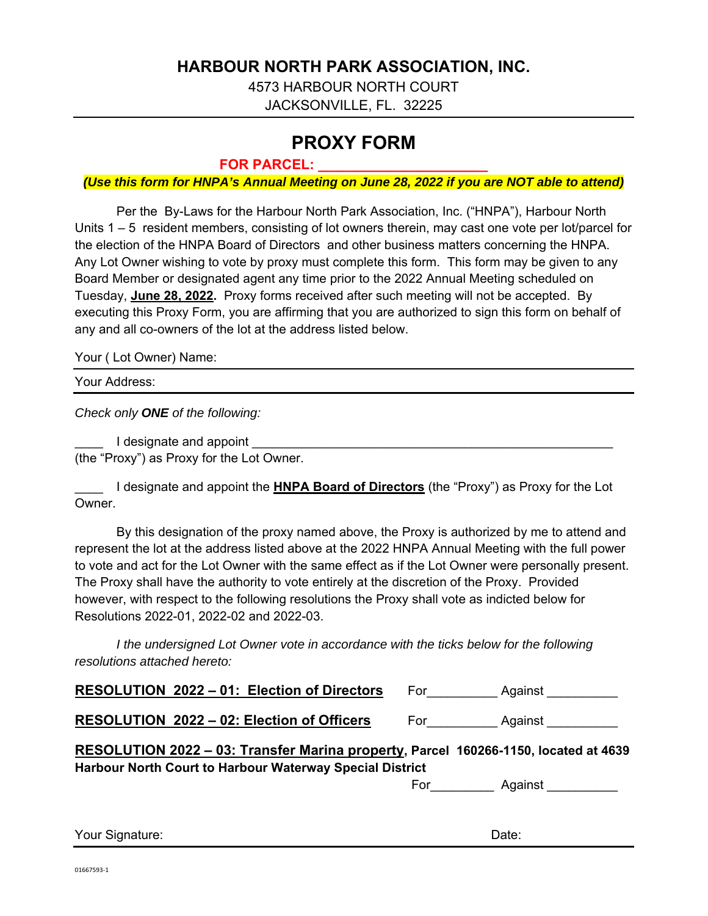## HARBOUR NORTH PARK ASSOCIATION, INC.

4573 HARBOUR NORTH COURT
JACKSONVILLE, FL. 32225

# PROXY FORM

**FOR PARCEL: ______________________**

***(Use this form for HNPA's Annual Meeting on June 28, 2022 if you are NOT able to attend)***

Per the By-Laws for the Harbour North Park Association, Inc. ("HNPA"), Harbour North Units 1 – 5 resident members, consisting of lot owners therein, may cast one vote per lot/parcel for the election of the HNPA Board of Directors and other business matters concerning the HNPA. Any Lot Owner wishing to vote by proxy must complete this form. This form may be given to any Board Member or designated agent any time prior to the 2022 Annual Meeting scheduled on Tuesday, **June 28, 2022.** Proxy forms received after such meeting will not be accepted. By executing this Proxy Form, you are affirming that you are authorized to sign this form on behalf of any and all co-owners of the lot at the address listed below.

Your ( Lot Owner) Name: ______________________________________________

Your Address: ______________________________________________

*Check only **ONE** of the following:*

____ I designate and appoint ______________________________________________ (the "Proxy") as Proxy for the Lot Owner.

____ I designate and appoint the **HNPA Board of Directors** (the "Proxy") as Proxy for the Lot Owner.

By this designation of the proxy named above, the Proxy is authorized by me to attend and represent the lot at the address listed above at the 2022 HNPA Annual Meeting with the full power to vote and act for the Lot Owner with the same effect as if the Lot Owner were personally present. The Proxy shall have the authority to vote entirely at the discretion of the Proxy. Provided however, with respect to the following resolutions the Proxy shall vote as indicted below for Resolutions 2022-01, 2022-02 and 2022-03.

*I the undersigned Lot Owner vote in accordance with the ticks below for the following resolutions attached hereto:*

**RESOLUTION 2022 – 01: Election of Directors** For__________ Against __________

**RESOLUTION 2022 – 02: Election of Officers** For__________ Against __________

**RESOLUTION 2022 – 03: Transfer Marina property, Parcel 160266-1150, located at 4639 Harbour North Court to Harbour Waterway Special District**

For_________ Against __________

Your Signature: ______________________________ Date: ______________

01667593-1